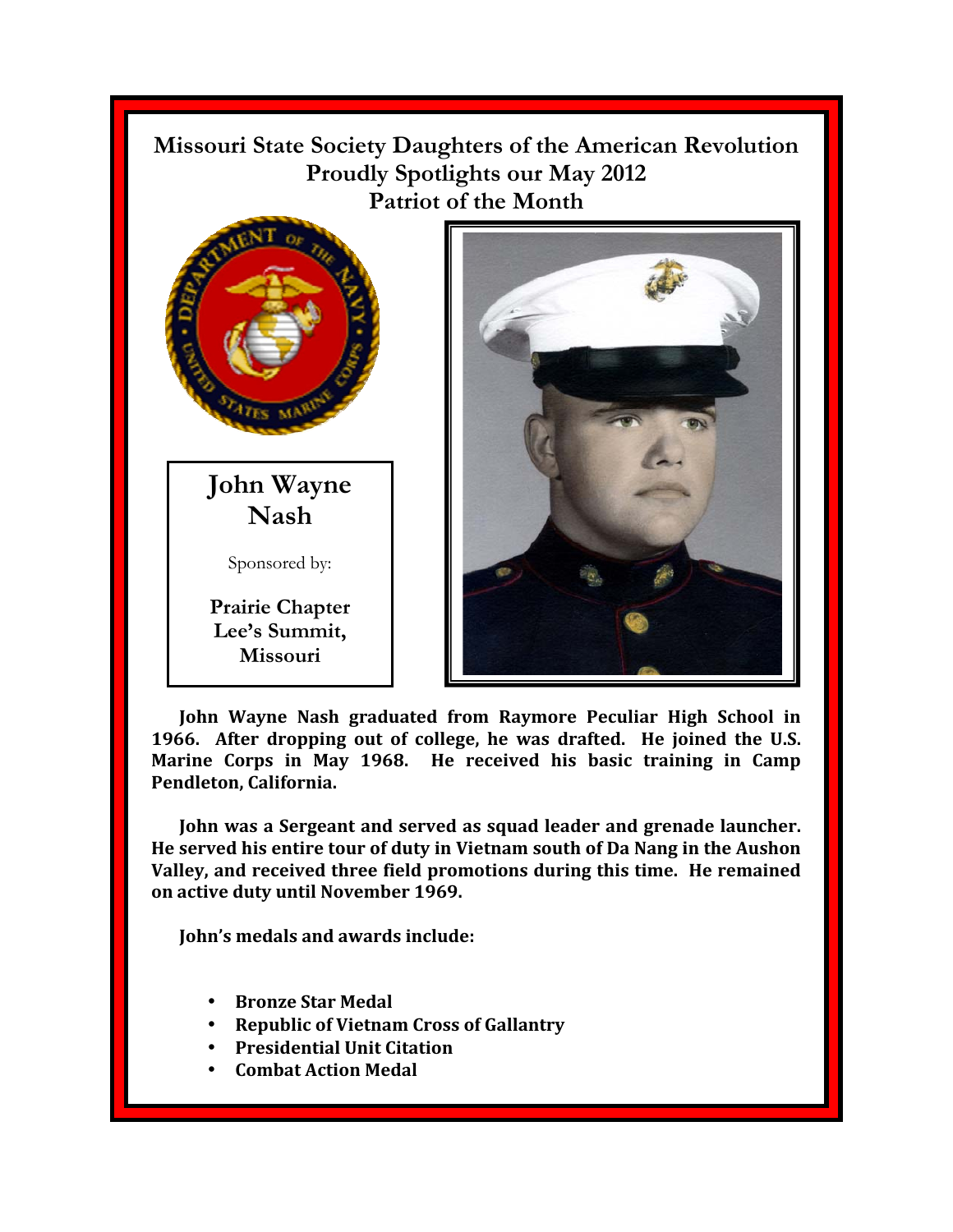# Missouri State Society Daughters of the American Revolution Proudly Spotlights our May 2012 Patriot of the Month

## John Wayne Nash

Sponsored by:

**Prairie Chapter Lee's Summit, Missouri**

**John Wayne Nash graduated from Raymore Peculiar High School in 1966. After dropping out of college, he was drafted. He joined the U.S. Marine Corps in May 1968. He received his basic training in Camp Pendleton, California.**

**John was a Sergeant and served as squad leader and grenade launcher. He served his entire tour of duty in Vietnam south of Da Nang in the Aushon Valley, and received three field promotions during this time. He remained on active duty until November 1969.**

**John's medals and awards include:**

- **Bronze Star Medal**
- **Republic of Vietnam Cross of Gallantry**
- **Presidential Unit Citation**
- **Combat Action Medal**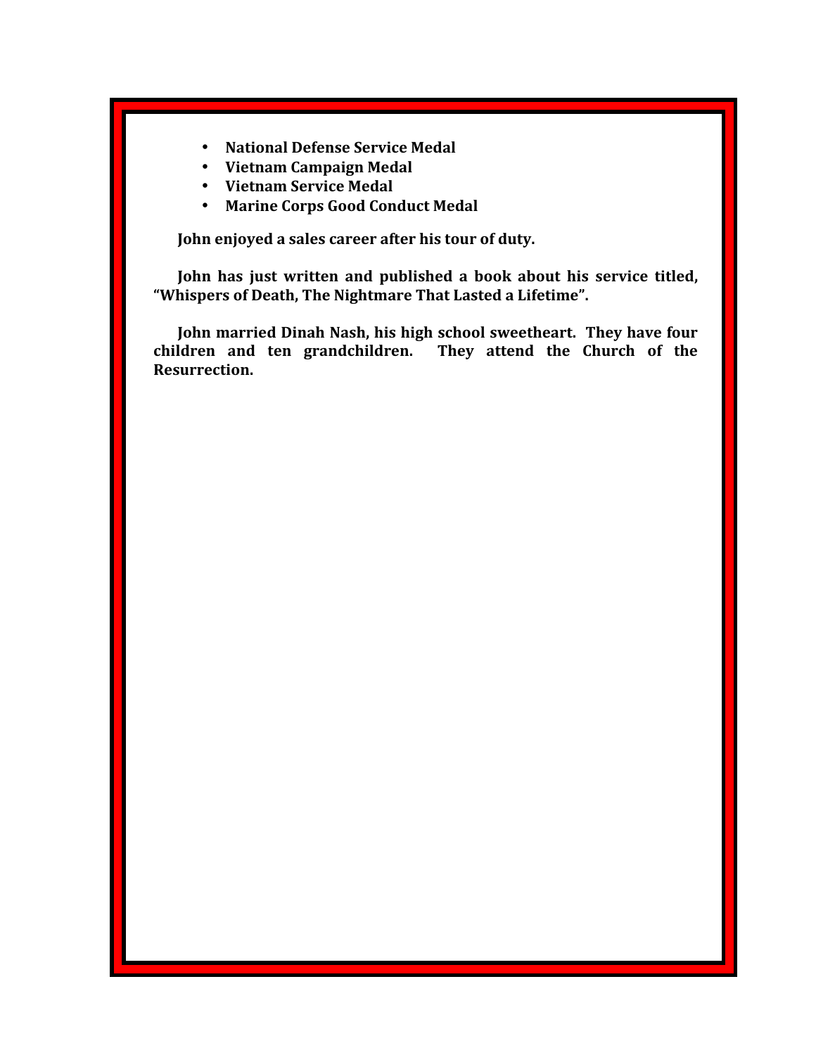- **National Defense Service Medal**
- **Vietnam Campaign Medal**
- **Vietnam Service Medal**
- **Marine Corps Good Conduct Medal**

**John enjoyed a sales career after his tour of duty.**

**John has just written and published a book about his service titled, "Whispers of Death, The Nightmare That Lasted a Lifetime".**

**John married Dinah Nash, his high school sweetheart. They have four children and ten grandchildren. They attend the Church of the Resurrection.**